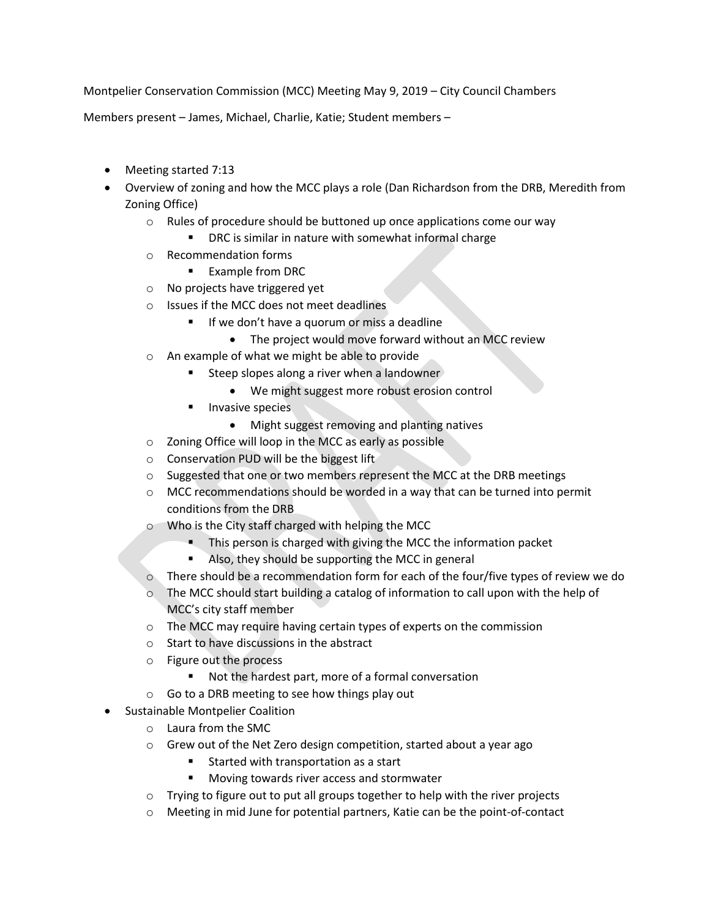Montpelier Conservation Commission (MCC) Meeting May 9, 2019 – City Council Chambers

Members present – James, Michael, Charlie, Katie; Student members –

- Meeting started 7:13
- Overview of zoning and how the MCC plays a role (Dan Richardson from the DRB, Meredith from Zoning Office)
  - Rules of procedure should be buttoned up once applications come our way
    - DRC is similar in nature with somewhat informal charge
  - Recommendation forms
    - Example from DRC
  - No projects have triggered yet
  - Issues if the MCC does not meet deadlines
    - If we don't have a quorum or miss a deadline
      - The project would move forward without an MCC review
  - An example of what we might be able to provide
    - Steep slopes along a river when a landowner
      - We might suggest more robust erosion control
    - Invasive species
      - Might suggest removing and planting natives
  - Zoning Office will loop in the MCC as early as possible
  - Conservation PUD will be the biggest lift
  - Suggested that one or two members represent the MCC at the DRB meetings
  - MCC recommendations should be worded in a way that can be turned into permit conditions from the DRB
  - Who is the City staff charged with helping the MCC
    - This person is charged with giving the MCC the information packet
    - Also, they should be supporting the MCC in general
  - There should be a recommendation form for each of the four/five types of review we do
  - The MCC should start building a catalog of information to call upon with the help of MCC's city staff member
  - The MCC may require having certain types of experts on the commission
  - Start to have discussions in the abstract
  - Figure out the process
    - Not the hardest part, more of a formal conversation
  - Go to a DRB meeting to see how things play out
- Sustainable Montpelier Coalition
  - Laura from the SMC
  - Grew out of the Net Zero design competition, started about a year ago
    - Started with transportation as a start
    - Moving towards river access and stormwater
  - Trying to figure out to put all groups together to help with the river projects
  - Meeting in mid June for potential partners, Katie can be the point-of-contact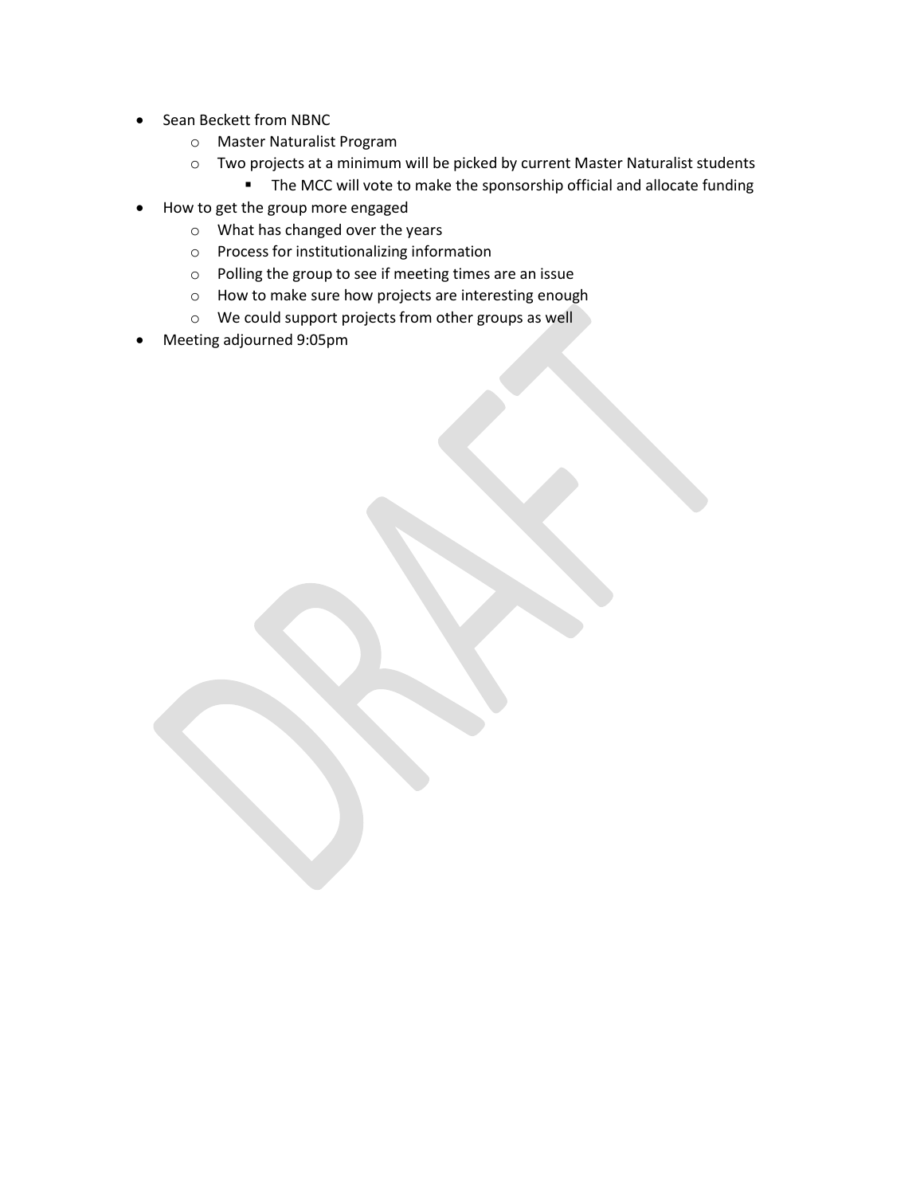- Sean Beckett from NBNC
  - Master Naturalist Program
  - Two projects at a minimum will be picked by current Master Naturalist students
    - The MCC will vote to make the sponsorship official and allocate funding
- How to get the group more engaged
  - What has changed over the years
  - Process for institutionalizing information
  - Polling the group to see if meeting times are an issue
  - How to make sure how projects are interesting enough
  - We could support projects from other groups as well
- Meeting adjourned 9:05pm